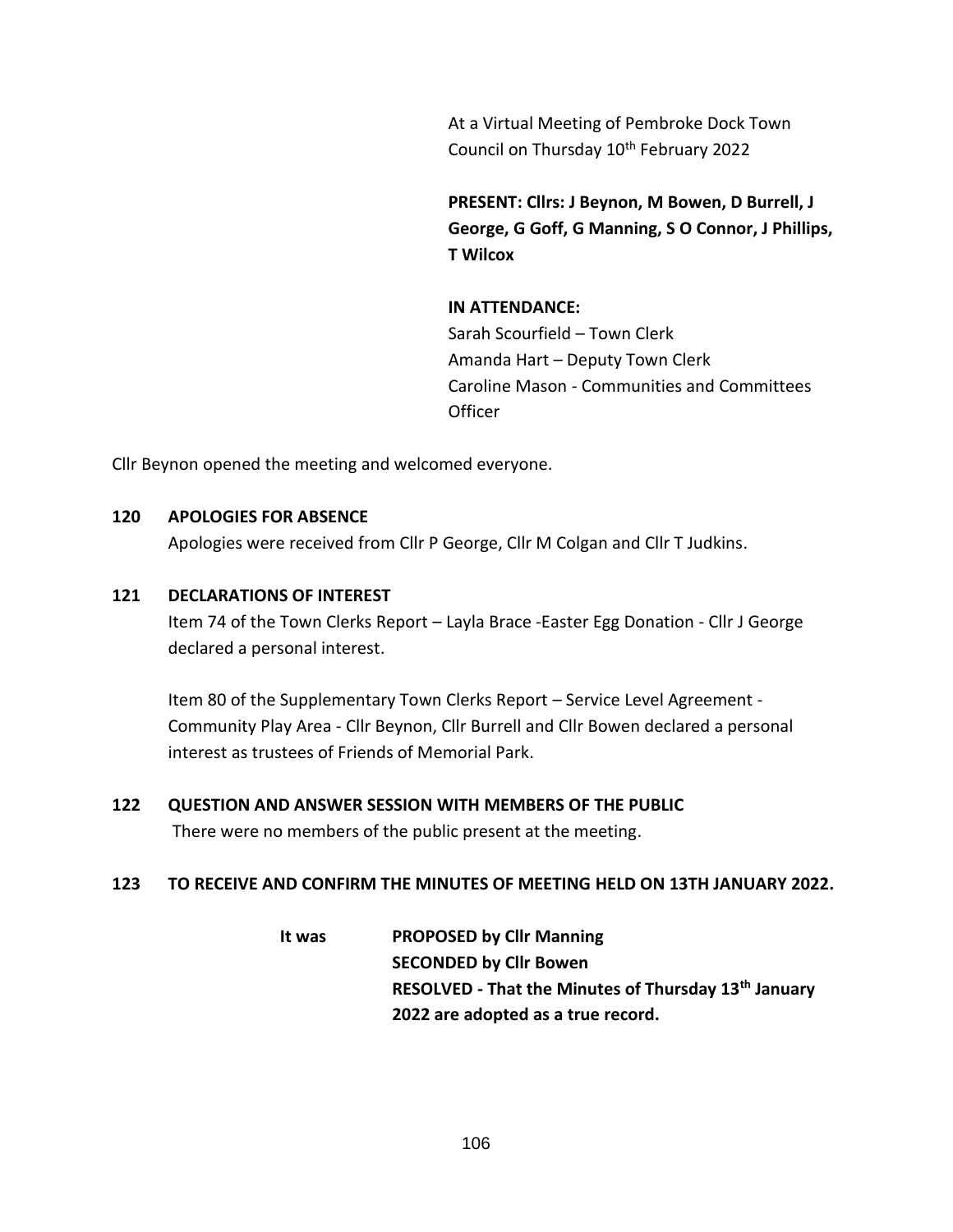At a Virtual Meeting of Pembroke Dock Town Council on Thursday 10th February 2022

**PRESENT: Cllrs: J Beynon, M Bowen, D Burrell, J George, G Goff, G Manning, S O Connor, J Phillips, T Wilcox**

**IN ATTENDANCE:**
Sarah Scourfield – Town Clerk
Amanda Hart – Deputy Town Clerk
Caroline Mason - Communities and Committees Officer

Cllr Beynon opened the meeting and welcomed everyone.

**120 APOLOGIES FOR ABSENCE**

Apologies were received from Cllr P George, Cllr M Colgan and Cllr T Judkins.

**121 DECLARATIONS OF INTEREST**

Item 74 of the Town Clerks Report – Layla Brace -Easter Egg Donation - Cllr J George declared a personal interest.

Item 80 of the Supplementary Town Clerks Report – Service Level Agreement - Community Play Area - Cllr Beynon, Cllr Burrell and Cllr Bowen declared a personal interest as trustees of Friends of Memorial Park.

**122 QUESTION AND ANSWER SESSION WITH MEMBERS OF THE PUBLIC**

There were no members of the public present at the meeting.

**123 TO RECEIVE AND CONFIRM THE MINUTES OF MEETING HELD ON 13TH JANUARY 2022.**

**It was PROPOSED by Cllr Manning**
**SECONDED by Cllr Bowen**
**RESOLVED - That the Minutes of Thursday 13th January 2022 are adopted as a true record.**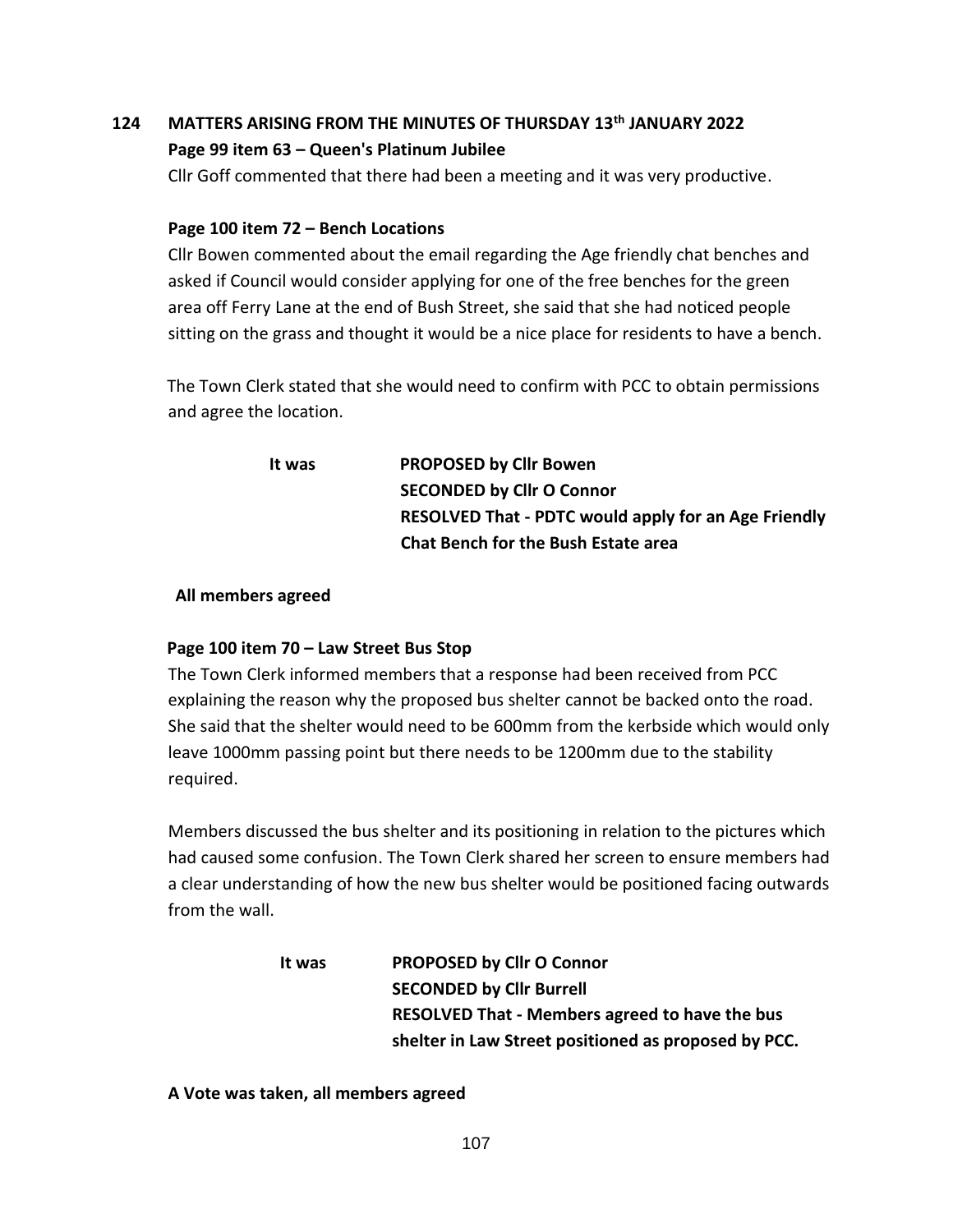## 124 MATTERS ARISING FROM THE MINUTES OF THURSDAY 13th JANUARY 2022

**Page 99 item 63 – Queen's Platinum Jubilee**

Cllr Goff commented that there had been a meeting and it was very productive.

**Page 100 item 72 – Bench Locations**

Cllr Bowen commented about the email regarding the Age friendly chat benches and asked if Council would consider applying for one of the free benches for the green area off Ferry Lane at the end of Bush Street, she said that she had noticed people sitting on the grass and thought it would be a nice place for residents to have a bench.

The Town Clerk stated that she would need to confirm with PCC to obtain permissions and agree the location.

**It was** **PROPOSED by Cllr Bowen**
**SECONDED by Cllr O Connor**
**RESOLVED That - PDTC would apply for an Age Friendly Chat Bench for the Bush Estate area**

**All members agreed**

**Page 100 item 70 – Law Street Bus Stop**

The Town Clerk informed members that a response had been received from PCC explaining the reason why the proposed bus shelter cannot be backed onto the road. She said that the shelter would need to be 600mm from the kerbside which would only leave 1000mm passing point but there needs to be 1200mm due to the stability required.

Members discussed the bus shelter and its positioning in relation to the pictures which had caused some confusion. The Town Clerk shared her screen to ensure members had a clear understanding of how the new bus shelter would be positioned facing outwards from the wall.

**It was** **PROPOSED by Cllr O Connor**
**SECONDED by Cllr Burrell**
**RESOLVED That - Members agreed to have the bus shelter in Law Street positioned as proposed by PCC.**

**A Vote was taken, all members agreed**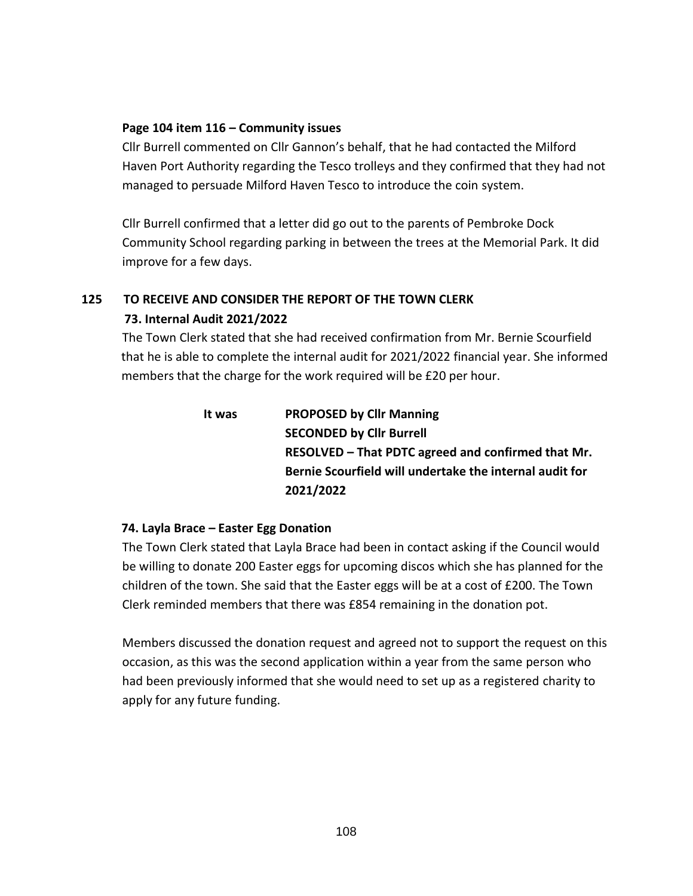**Page 104 item 116 – Community issues**

Cllr Burrell commented on Cllr Gannon's behalf, that he had contacted the Milford Haven Port Authority regarding the Tesco trolleys and they confirmed that they had not managed to persuade Milford Haven Tesco to introduce the coin system.

Cllr Burrell confirmed that a letter did go out to the parents of Pembroke Dock Community School regarding parking in between the trees at the Memorial Park. It did improve for a few days.

## 125 TO RECEIVE AND CONSIDER THE REPORT OF THE TOWN CLERK

### 73. Internal Audit 2021/2022

The Town Clerk stated that she had received confirmation from Mr. Bernie Scourfield that he is able to complete the internal audit for 2021/2022 financial year. She informed members that the charge for the work required will be £20 per hour.

**It was** **PROPOSED by Cllr Manning**
**SECONDED by Cllr Burrell**
**RESOLVED – That PDTC agreed and confirmed that Mr. Bernie Scourfield will undertake the internal audit for 2021/2022**

### 74. Layla Brace – Easter Egg Donation

The Town Clerk stated that Layla Brace had been in contact asking if the Council would be willing to donate 200 Easter eggs for upcoming discos which she has planned for the children of the town. She said that the Easter eggs will be at a cost of £200. The Town Clerk reminded members that there was £854 remaining in the donation pot.

Members discussed the donation request and agreed not to support the request on this occasion, as this was the second application within a year from the same person who had been previously informed that she would need to set up as a registered charity to apply for any future funding.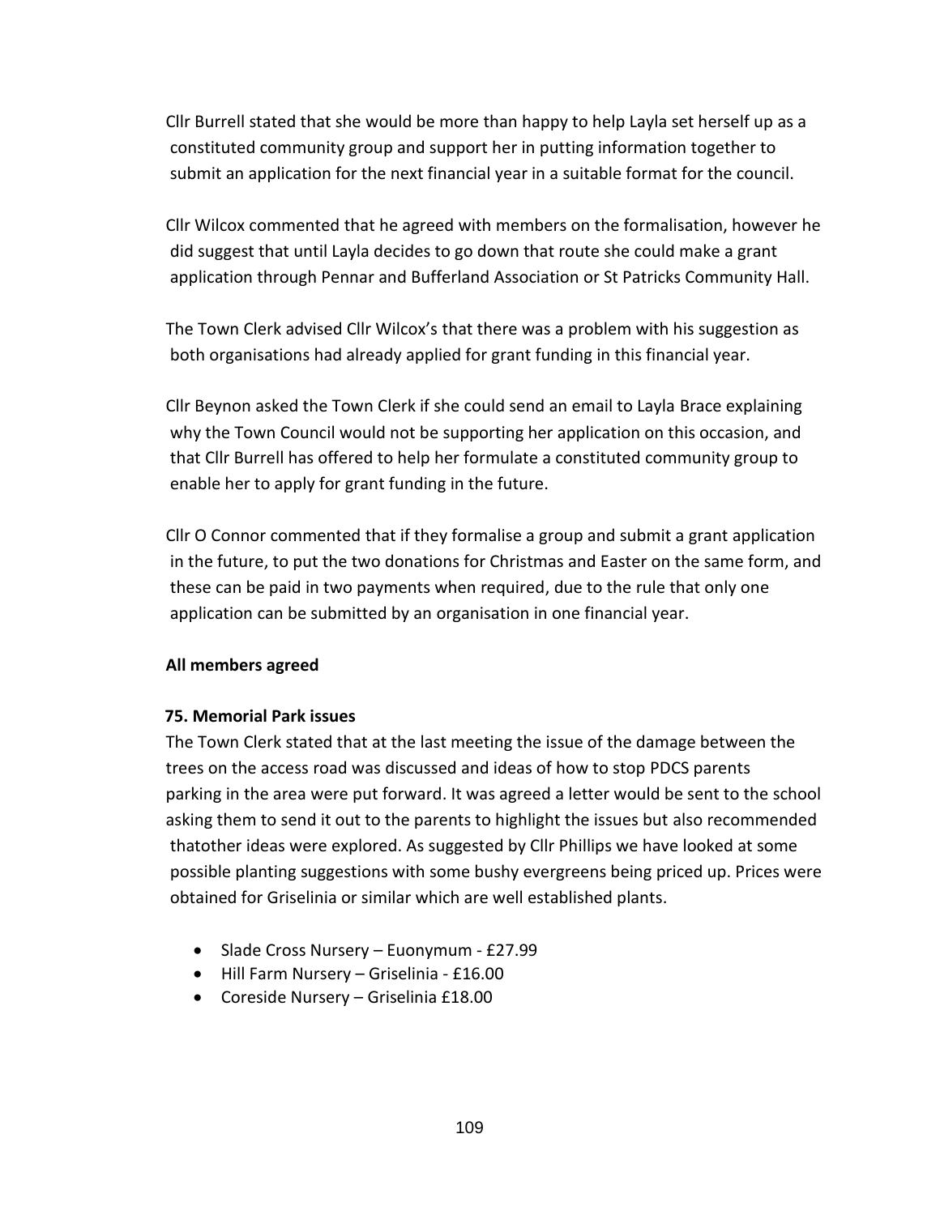Cllr Burrell stated that she would be more than happy to help Layla set herself up as a constituted community group and support her in putting information together to submit an application for the next financial year in a suitable format for the council.

Cllr Wilcox commented that he agreed with members on the formalisation, however he did suggest that until Layla decides to go down that route she could make a grant application through Pennar and Bufferland Association or St Patricks Community Hall.

The Town Clerk advised Cllr Wilcox's that there was a problem with his suggestion as both organisations had already applied for grant funding in this financial year.

Cllr Beynon asked the Town Clerk if she could send an email to Layla Brace explaining why the Town Council would not be supporting her application on this occasion, and that Cllr Burrell has offered to help her formulate a constituted community group to enable her to apply for grant funding in the future.

Cllr O Connor commented that if they formalise a group and submit a grant application in the future, to put the two donations for Christmas and Easter on the same form, and these can be paid in two payments when required, due to the rule that only one application can be submitted by an organisation in one financial year.

**All members agreed**

**75. Memorial Park issues**

The Town Clerk stated that at the last meeting the issue of the damage between the trees on the access road was discussed and ideas of how to stop PDCS parents parking in the area were put forward. It was agreed a letter would be sent to the school asking them to send it out to the parents to highlight the issues but also recommended thatother ideas were explored. As suggested by Cllr Phillips we have looked at some possible planting suggestions with some bushy evergreens being priced up. Prices were obtained for Griselinia or similar which are well established plants.

- Slade Cross Nursery – Euonymum - £27.99
- Hill Farm Nursery – Griselinia - £16.00
- Coreside Nursery – Griselinia £18.00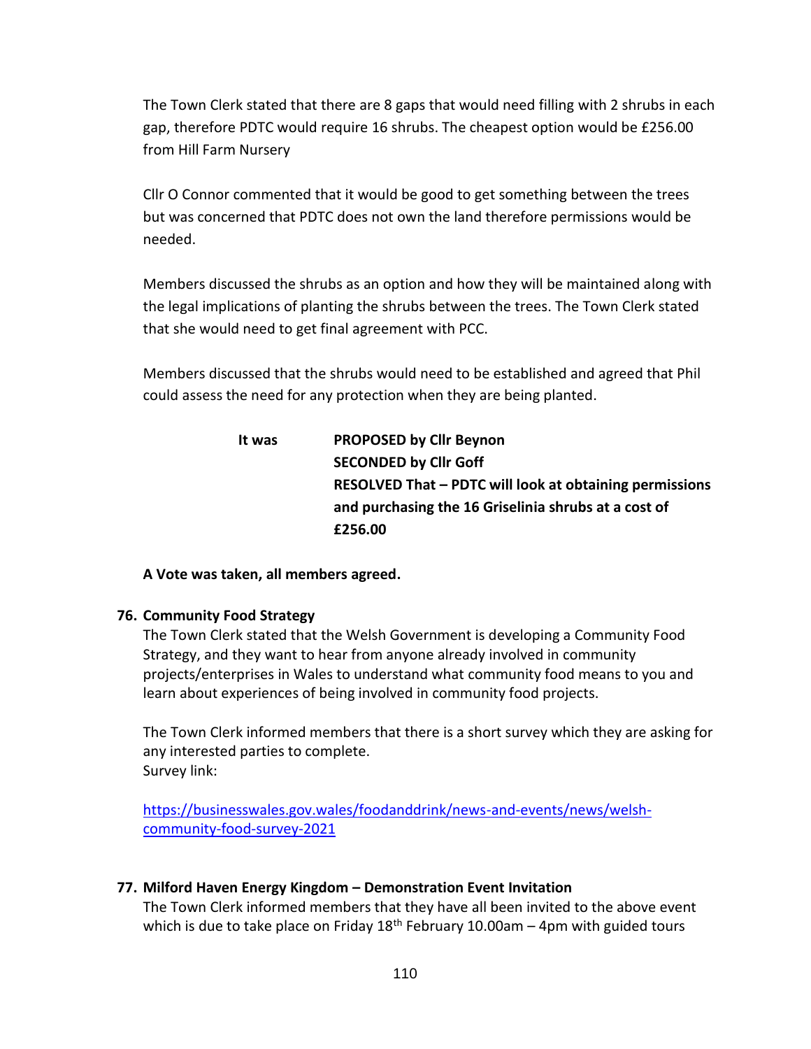The Town Clerk stated that there are 8 gaps that would need filling with 2 shrubs in each gap, therefore PDTC would require 16 shrubs. The cheapest option would be £256.00 from Hill Farm Nursery

Cllr O Connor commented that it would be good to get something between the trees but was concerned that PDTC does not own the land therefore permissions would be needed.

Members discussed the shrubs as an option and how they will be maintained along with the legal implications of planting the shrubs between the trees. The Town Clerk stated that she would need to get final agreement with PCC.

Members discussed that the shrubs would need to be established and agreed that Phil could assess the need for any protection when they are being planted.

**It was** **PROPOSED by Cllr Beynon**
**SECONDED by Cllr Goff**
**RESOLVED That – PDTC will look at obtaining permissions and purchasing the 16 Griselinia shrubs at a cost of £256.00**

**A Vote was taken, all members agreed.**

**76. Community Food Strategy**

The Town Clerk stated that the Welsh Government is developing a Community Food Strategy, and they want to hear from anyone already involved in community projects/enterprises in Wales to understand what community food means to you and learn about experiences of being involved in community food projects.

The Town Clerk informed members that there is a short survey which they are asking for any interested parties to complete.
Survey link:

https://businesswales.gov.wales/foodanddrink/news-and-events/news/welsh-community-food-survey-2021

**77. Milford Haven Energy Kingdom – Demonstration Event Invitation**

The Town Clerk informed members that they have all been invited to the above event which is due to take place on Friday 18th February 10.00am – 4pm with guided tours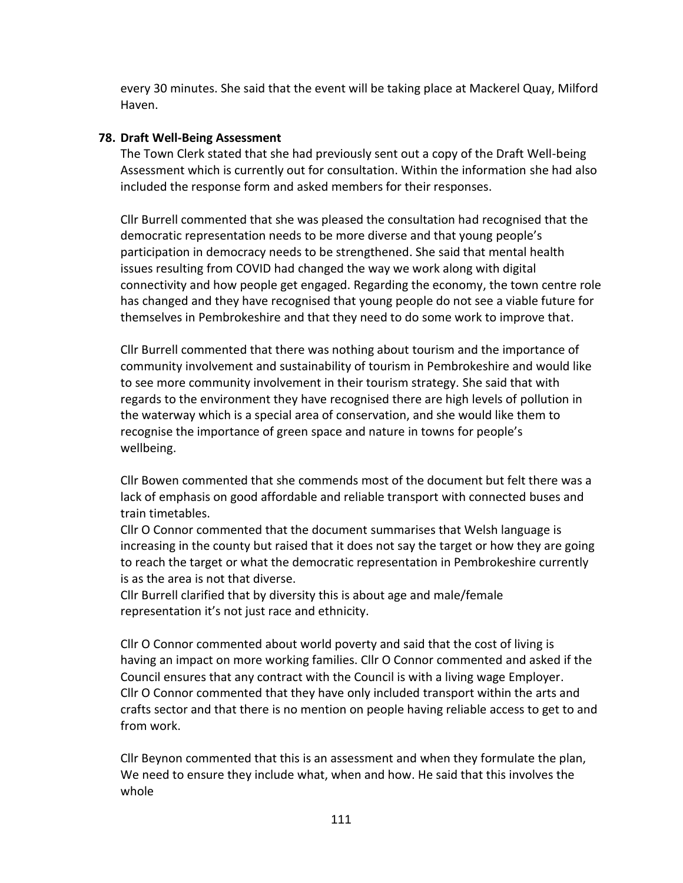every 30 minutes. She said that the event will be taking place at Mackerel Quay, Milford Haven.

**78. Draft Well-Being Assessment**

The Town Clerk stated that she had previously sent out a copy of the Draft Well-being Assessment which is currently out for consultation. Within the information she had also included the response form and asked members for their responses.

Cllr Burrell commented that she was pleased the consultation had recognised that the democratic representation needs to be more diverse and that young people's participation in democracy needs to be strengthened. She said that mental health issues resulting from COVID had changed the way we work along with digital connectivity and how people get engaged. Regarding the economy, the town centre role has changed and they have recognised that young people do not see a viable future for themselves in Pembrokeshire and that they need to do some work to improve that.

Cllr Burrell commented that there was nothing about tourism and the importance of community involvement and sustainability of tourism in Pembrokeshire and would like to see more community involvement in their tourism strategy. She said that with regards to the environment they have recognised there are high levels of pollution in the waterway which is a special area of conservation, and she would like them to recognise the importance of green space and nature in towns for people's wellbeing.

Cllr Bowen commented that she commends most of the document but felt there was a lack of emphasis on good affordable and reliable transport with connected buses and train timetables.
Cllr O Connor commented that the document summarises that Welsh language is increasing in the county but raised that it does not say the target or how they are going to reach the target or what the democratic representation in Pembrokeshire currently is as the area is not that diverse.
Cllr Burrell clarified that by diversity this is about age and male/female representation it's not just race and ethnicity.

Cllr O Connor commented about world poverty and said that the cost of living is having an impact on more working families. Cllr O Connor commented and asked if the Council ensures that any contract with the Council is with a living wage Employer.
Cllr O Connor commented that they have only included transport within the arts and crafts sector and that there is no mention on people having reliable access to get to and from work.

Cllr Beynon commented that this is an assessment and when they formulate the plan, We need to ensure they include what, when and how. He said that this involves the whole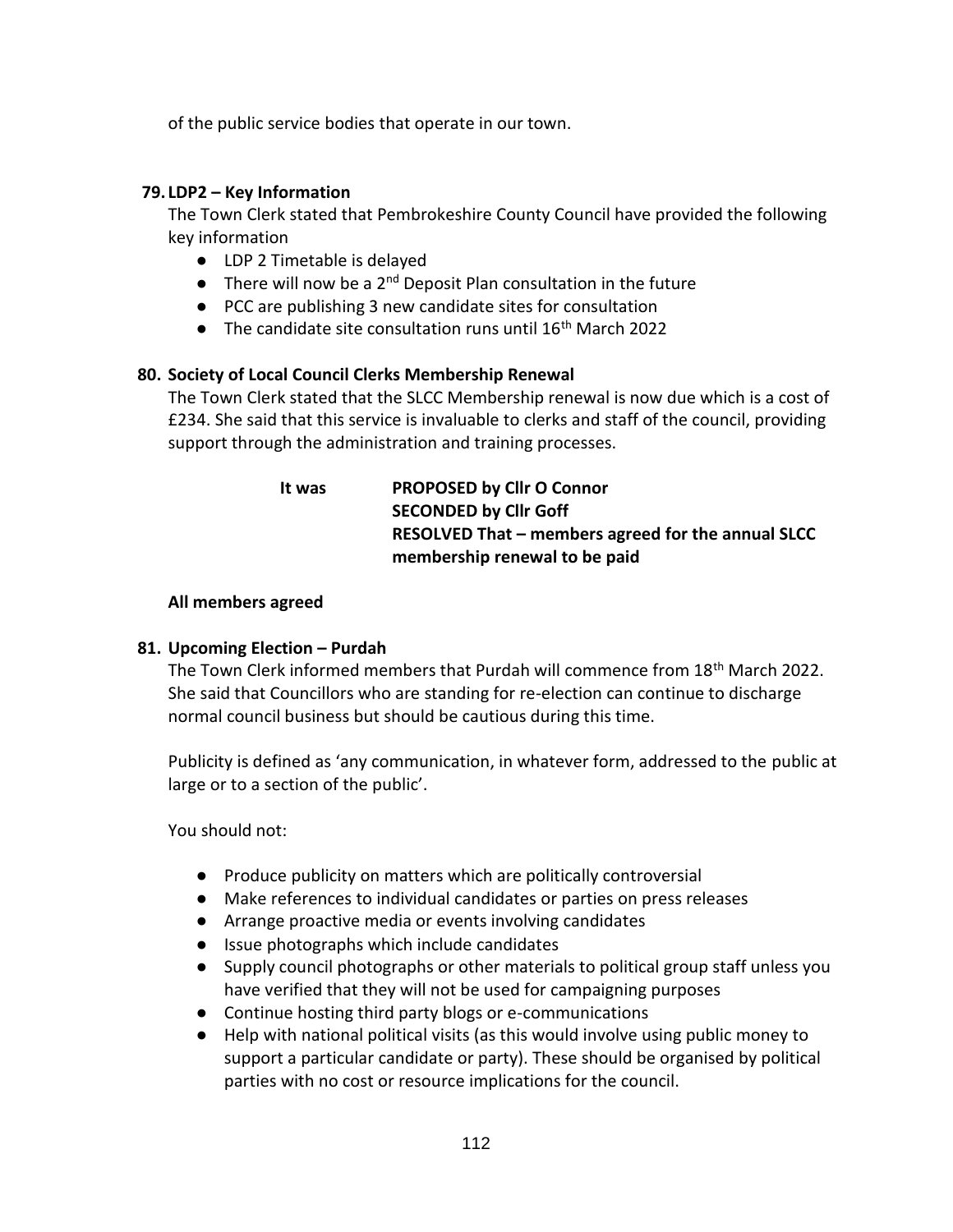of the public service bodies that operate in our town.

### 79. LDP2 – Key Information

The Town Clerk stated that Pembrokeshire County Council have provided the following key information

- LDP 2 Timetable is delayed
- There will now be a 2nd Deposit Plan consultation in the future
- PCC are publishing 3 new candidate sites for consultation
- The candidate site consultation runs until 16th March 2022

### 80. Society of Local Council Clerks Membership Renewal

The Town Clerk stated that the SLCC Membership renewal is now due which is a cost of £234. She said that this service is invaluable to clerks and staff of the council, providing support through the administration and training processes.

**It was** **PROPOSED by Cllr O Connor**
**SECONDED by Cllr Goff**
**RESOLVED That – members agreed for the annual SLCC membership renewal to be paid**

**All members agreed**

### 81. Upcoming Election – Purdah

The Town Clerk informed members that Purdah will commence from 18th March 2022. She said that Councillors who are standing for re-election can continue to discharge normal council business but should be cautious during this time.

Publicity is defined as 'any communication, in whatever form, addressed to the public at large or to a section of the public'.

You should not:

- Produce publicity on matters which are politically controversial
- Make references to individual candidates or parties on press releases
- Arrange proactive media or events involving candidates
- Issue photographs which include candidates
- Supply council photographs or other materials to political group staff unless you have verified that they will not be used for campaigning purposes
- Continue hosting third party blogs or e-communications
- Help with national political visits (as this would involve using public money to support a particular candidate or party). These should be organised by political parties with no cost or resource implications for the council.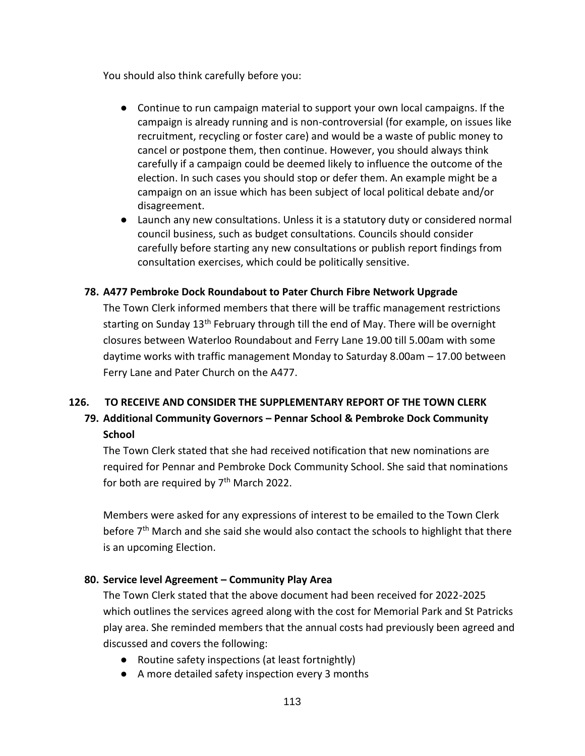You should also think carefully before you:

- Continue to run campaign material to support your own local campaigns. If the campaign is already running and is non-controversial (for example, on issues like recruitment, recycling or foster care) and would be a waste of public money to cancel or postpone them, then continue. However, you should always think carefully if a campaign could be deemed likely to influence the outcome of the election. In such cases you should stop or defer them. An example might be a campaign on an issue which has been subject of local political debate and/or disagreement.
- Launch any new consultations. Unless it is a statutory duty or considered normal council business, such as budget consultations. Councils should consider carefully before starting any new consultations or publish report findings from consultation exercises, which could be politically sensitive.

**78. A477 Pembroke Dock Roundabout to Pater Church Fibre Network Upgrade**

The Town Clerk informed members that there will be traffic management restrictions starting on Sunday 13th February through till the end of May. There will be overnight closures between Waterloo Roundabout and Ferry Lane 19.00 till 5.00am with some daytime works with traffic management Monday to Saturday 8.00am – 17.00 between Ferry Lane and Pater Church on the A477.

**126. TO RECEIVE AND CONSIDER THE SUPPLEMENTARY REPORT OF THE TOWN CLERK**

**79. Additional Community Governors – Pennar School & Pembroke Dock Community School**

The Town Clerk stated that she had received notification that new nominations are required for Pennar and Pembroke Dock Community School. She said that nominations for both are required by 7th March 2022.

Members were asked for any expressions of interest to be emailed to the Town Clerk before 7th March and she said she would also contact the schools to highlight that there is an upcoming Election.

**80. Service level Agreement – Community Play Area**

The Town Clerk stated that the above document had been received for 2022-2025 which outlines the services agreed along with the cost for Memorial Park and St Patricks play area. She reminded members that the annual costs had previously been agreed and discussed and covers the following:

- Routine safety inspections (at least fortnightly)
- A more detailed safety inspection every 3 months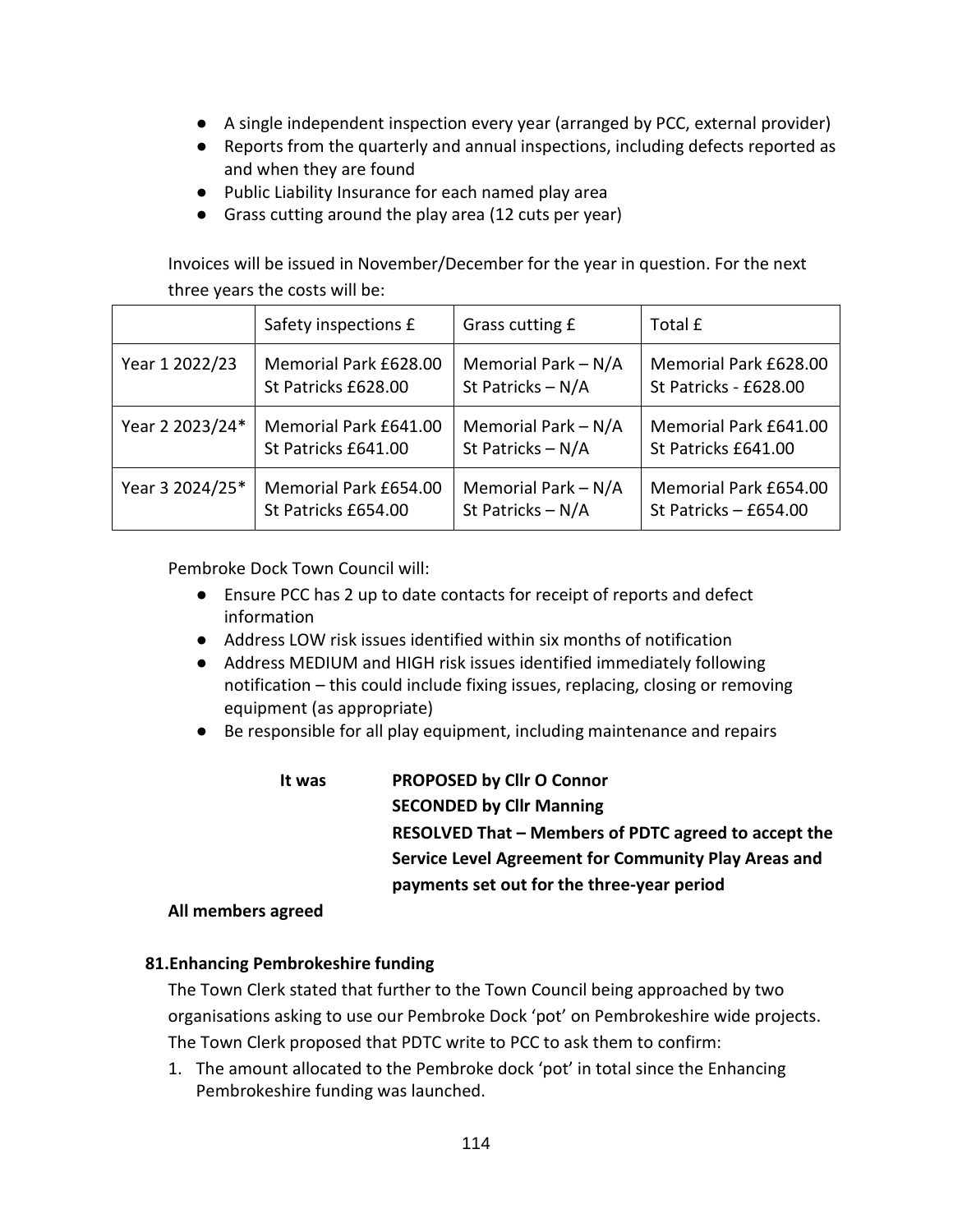- A single independent inspection every year (arranged by PCC, external provider)
- Reports from the quarterly and annual inspections, including defects reported as and when they are found
- Public Liability Insurance for each named play area
- Grass cutting around the play area (12 cuts per year)

Invoices will be issued in November/December for the year in question. For the next three years the costs will be:

| | Safety inspections £ | Grass cutting £ | Total £ |
|---|---|---|---|
| Year 1 2022/23 | Memorial Park £628.00<br>St Patricks £628.00 | Memorial Park – N/A<br>St Patricks – N/A | Memorial Park £628.00<br>St Patricks - £628.00 |
| Year 2 2023/24* | Memorial Park £641.00<br>St Patricks £641.00 | Memorial Park – N/A<br>St Patricks – N/A | Memorial Park £641.00<br>St Patricks £641.00 |
| Year 3 2024/25* | Memorial Park £654.00<br>St Patricks £654.00 | Memorial Park – N/A<br>St Patricks – N/A | Memorial Park £654.00<br>St Patricks – £654.00 |

Pembroke Dock Town Council will:

- Ensure PCC has 2 up to date contacts for receipt of reports and defect information
- Address LOW risk issues identified within six months of notification
- Address MEDIUM and HIGH risk issues identified immediately following notification – this could include fixing issues, replacing, closing or removing equipment (as appropriate)
- Be responsible for all play equipment, including maintenance and repairs

**It was** **PROPOSED by Cllr O Connor**
**SECONDED by Cllr Manning**
**RESOLVED That – Members of PDTC agreed to accept the Service Level Agreement for Community Play Areas and payments set out for the three-year period**

**All members agreed**

**81.Enhancing Pembrokeshire funding**

The Town Clerk stated that further to the Town Council being approached by two organisations asking to use our Pembroke Dock 'pot' on Pembrokeshire wide projects. The Town Clerk proposed that PDTC write to PCC to ask them to confirm:

1. The amount allocated to the Pembroke dock 'pot' in total since the Enhancing Pembrokeshire funding was launched.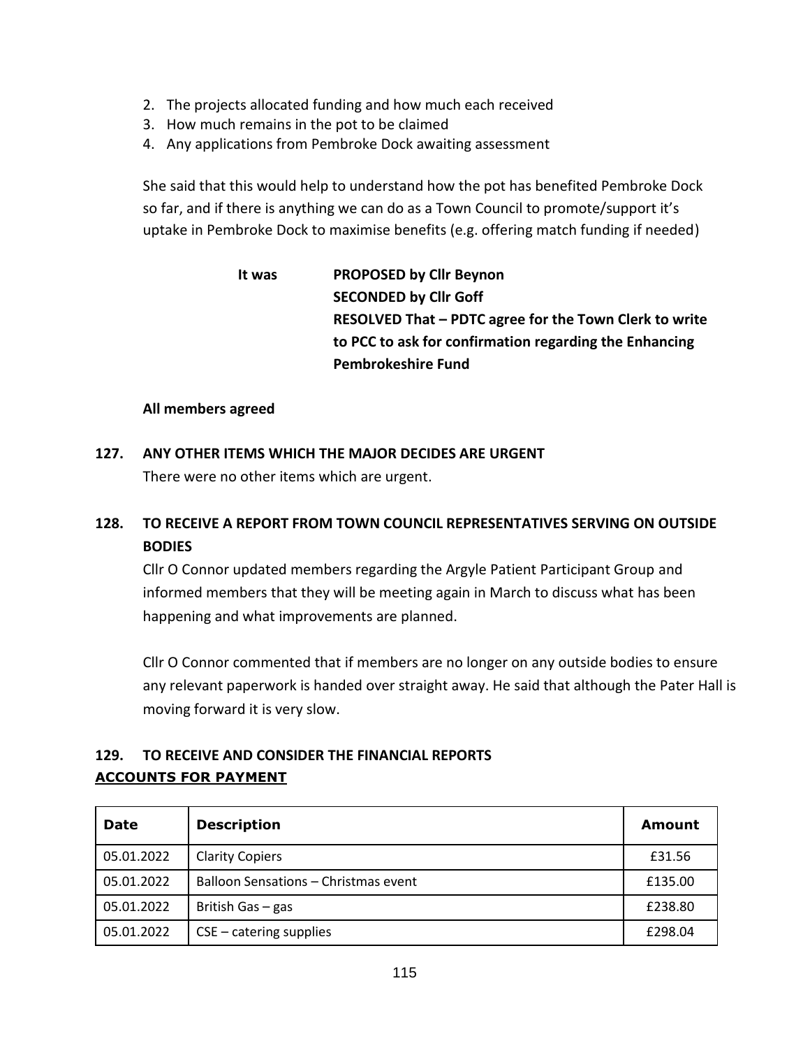2. The projects allocated funding and how much each received
3. How much remains in the pot to be claimed
4. Any applications from Pembroke Dock awaiting assessment

She said that this would help to understand how the pot has benefited Pembroke Dock so far, and if there is anything we can do as a Town Council to promote/support it's uptake in Pembroke Dock to maximise benefits (e.g. offering match funding if needed)

**It was** **PROPOSED by Cllr Beynon**
**SECONDED by Cllr Goff**
**RESOLVED That – PDTC agree for the Town Clerk to write to PCC to ask for confirmation regarding the Enhancing Pembrokeshire Fund**

**All members agreed**

**127. ANY OTHER ITEMS WHICH THE MAJOR DECIDES ARE URGENT**

There were no other items which are urgent.

**128. TO RECEIVE A REPORT FROM TOWN COUNCIL REPRESENTATIVES SERVING ON OUTSIDE BODIES**

Cllr O Connor updated members regarding the Argyle Patient Participant Group and informed members that they will be meeting again in March to discuss what has been happening and what improvements are planned.

Cllr O Connor commented that if members are no longer on any outside bodies to ensure any relevant paperwork is handed over straight away. He said that although the Pater Hall is moving forward it is very slow.

**129. TO RECEIVE AND CONSIDER THE FINANCIAL REPORTS**

**ACCOUNTS FOR PAYMENT**

| Date | Description | Amount |
|---|---|---|
| 05.01.2022 | Clarity Copiers | £31.56 |
| 05.01.2022 | Balloon Sensations – Christmas event | £135.00 |
| 05.01.2022 | British Gas – gas | £238.80 |
| 05.01.2022 | CSE – catering supplies | £298.04 |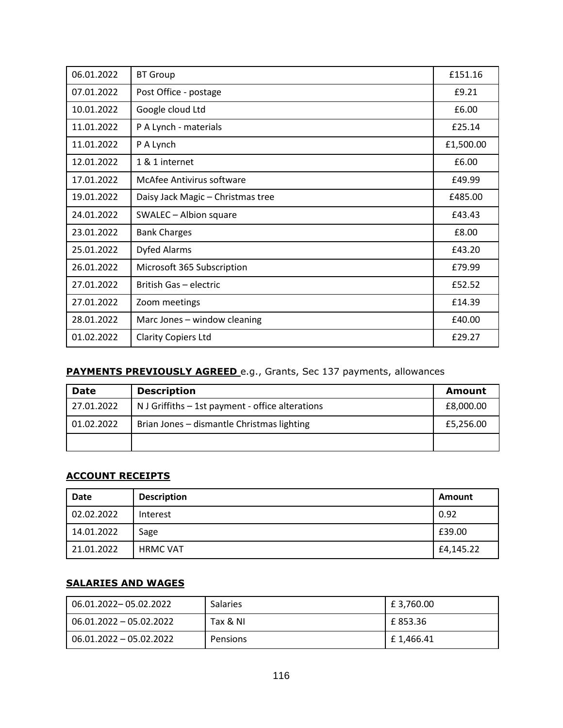| | | |
|---|---|---|
| 06.01.2022 | BT Group | £151.16 |
| 07.01.2022 | Post Office - postage | £9.21 |
| 10.01.2022 | Google cloud Ltd | £6.00 |
| 11.01.2022 | P A Lynch - materials | £25.14 |
| 11.01.2022 | P A Lynch | £1,500.00 |
| 12.01.2022 | 1 & 1 internet | £6.00 |
| 17.01.2022 | McAfee Antivirus software | £49.99 |
| 19.01.2022 | Daisy Jack Magic – Christmas tree | £485.00 |
| 24.01.2022 | SWALEC – Albion square | £43.43 |
| 23.01.2022 | Bank Charges | £8.00 |
| 25.01.2022 | Dyfed Alarms | £43.20 |
| 26.01.2022 | Microsoft 365 Subscription | £79.99 |
| 27.01.2022 | British Gas – electric | £52.52 |
| 27.01.2022 | Zoom meetings | £14.39 |
| 28.01.2022 | Marc Jones – window cleaning | £40.00 |
| 01.02.2022 | Clarity Copiers Ltd | £29.27 |

**PAYMENTS PREVIOUSLY AGREED** e.g., Grants, Sec 137 payments, allowances

| Date | Description | Amount |
|---|---|---|
| 27.01.2022 | N J Griffiths – 1st payment - office alterations | £8,000.00 |
| 01.02.2022 | Brian Jones – dismantle Christmas lighting | £5,256.00 |
| | | |

**ACCOUNT RECEIPTS**

| Date | Description | Amount |
|---|---|---|
| 02.02.2022 | Interest | 0.92 |
| 14.01.2022 | Sage | £39.00 |
| 21.01.2022 | HRMC VAT | £4,145.22 |

**SALARIES AND WAGES**

| | | |
|---|---|---|
| 06.01.2022– 05.02.2022 | Salaries | £ 3,760.00 |
| 06.01.2022 – 05.02.2022 | Tax & NI | £ 853.36 |
| 06.01.2022 – 05.02.2022 | Pensions | £ 1,466.41 |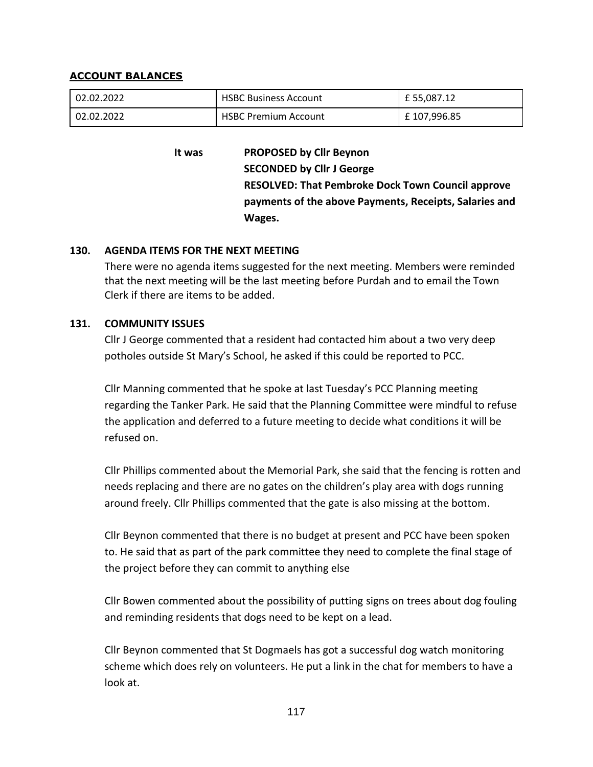**ACCOUNT BALANCES**

| 02.02.2022 | HSBC Business Account | £ 55,087.12 |
|---|---|---|
| 02.02.2022 | HSBC Premium Account | £ 107,996.85 |

It was **PROPOSED by Cllr Beynon**
**SECONDED by Cllr J George**
**RESOLVED: That Pembroke Dock Town Council approve payments of the above Payments, Receipts, Salaries and Wages.**

## 130. AGENDA ITEMS FOR THE NEXT MEETING

There were no agenda items suggested for the next meeting. Members were reminded that the next meeting will be the last meeting before Purdah and to email the Town Clerk if there are items to be added.

## 131. COMMUNITY ISSUES

Cllr J George commented that a resident had contacted him about a two very deep potholes outside St Mary's School, he asked if this could be reported to PCC.

Cllr Manning commented that he spoke at last Tuesday's PCC Planning meeting regarding the Tanker Park. He said that the Planning Committee were mindful to refuse the application and deferred to a future meeting to decide what conditions it will be refused on.

Cllr Phillips commented about the Memorial Park, she said that the fencing is rotten and needs replacing and there are no gates on the children's play area with dogs running around freely. Cllr Phillips commented that the gate is also missing at the bottom.

Cllr Beynon commented that there is no budget at present and PCC have been spoken to. He said that as part of the park committee they need to complete the final stage of the project before they can commit to anything else

Cllr Bowen commented about the possibility of putting signs on trees about dog fouling and reminding residents that dogs need to be kept on a lead.

Cllr Beynon commented that St Dogmaels has got a successful dog watch monitoring scheme which does rely on volunteers. He put a link in the chat for members to have a look at.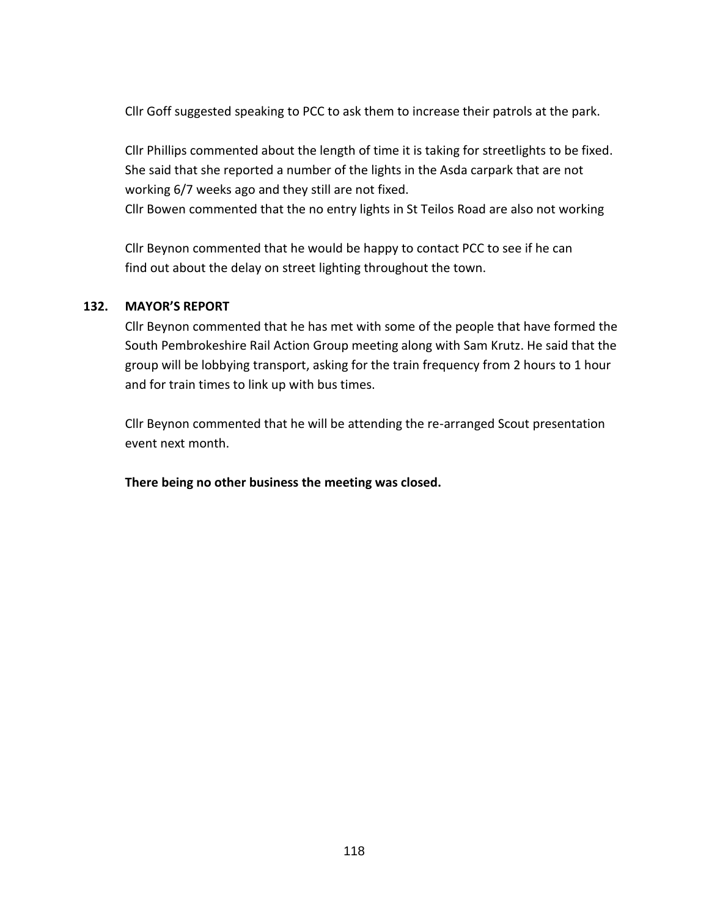Cllr Goff suggested speaking to PCC to ask them to increase their patrols at the park.

Cllr Phillips commented about the length of time it is taking for streetlights to be fixed. She said that she reported a number of the lights in the Asda carpark that are not working 6/7 weeks ago and they still are not fixed.
Cllr Bowen commented that the no entry lights in St Teilos Road are also not working

Cllr Beynon commented that he would be happy to contact PCC to see if he can find out about the delay on street lighting throughout the town.

**132. MAYOR'S REPORT**

Cllr Beynon commented that he has met with some of the people that have formed the South Pembrokeshire Rail Action Group meeting along with Sam Krutz. He said that the group will be lobbying transport, asking for the train frequency from 2 hours to 1 hour and for train times to link up with bus times.

Cllr Beynon commented that he will be attending the re-arranged Scout presentation event next month.

**There being no other business the meeting was closed.**